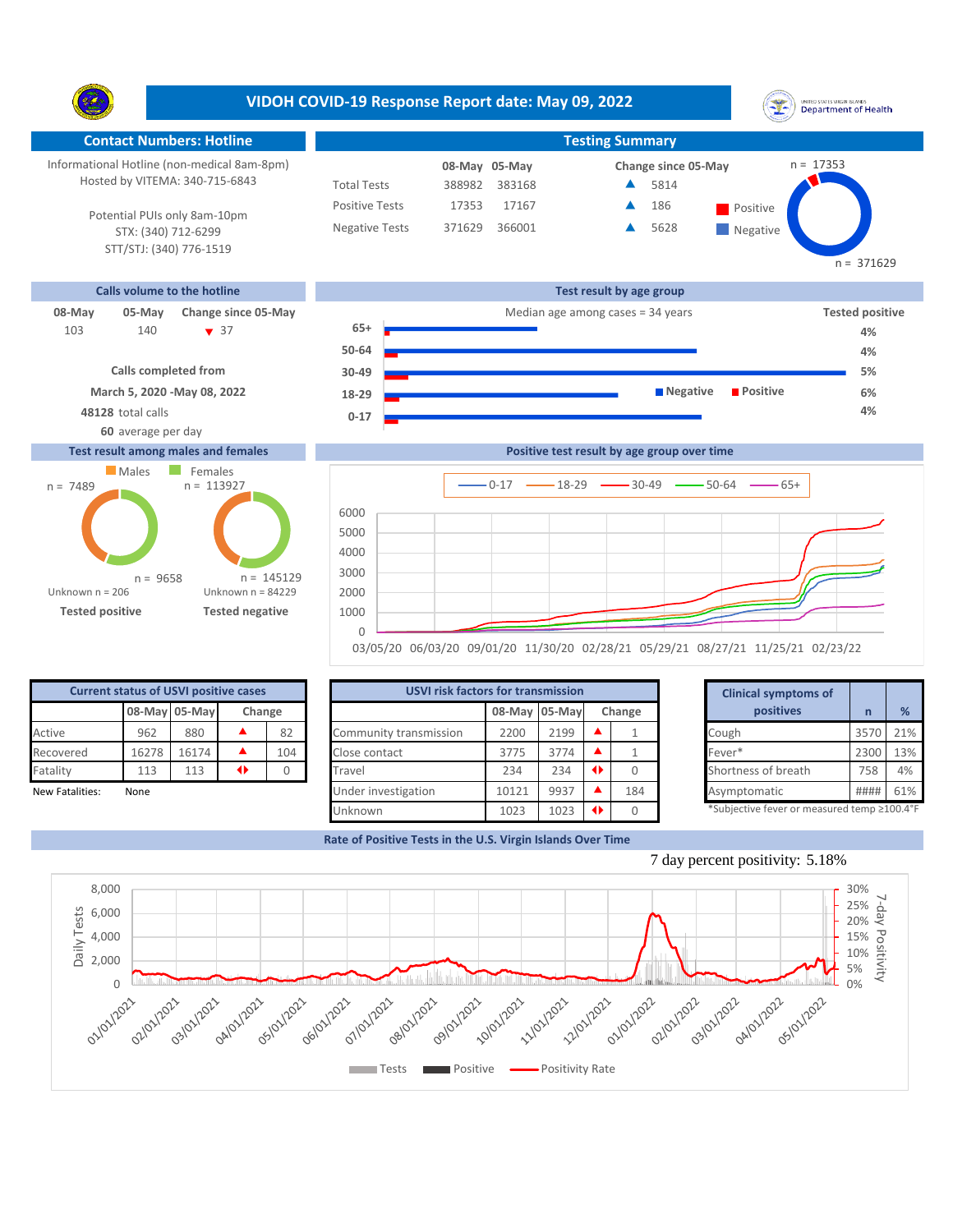# VIDOH COVID-19 Response Report date: May 09, 2022

## Contact Numbers: Hotline

Informational Hotline (non-medical 8am-8pm)
Hosted by VITEMA: 340-715-6843

Potential PUIs only 8am-10pm
STX: (340) 712-6299
STT/STJ: (340) 776-1519

## Testing Summary

| | 08-May | 05-May | Change since 05-May |
|---|---|---|---|
| Total Tests | 388982 | 383168 | ▲ 5814 |
| Positive Tests | 17353 | 17167 | ▲ 186 |
| Negative Tests | 371629 | 366001 | ▲ 5628 |

Positive n = 17353
Negative n = 371629

## Calls volume to the hotline

| 08-May | 05-May | Change since 05-May |
|---|---|---|
| 103 | 140 | ▼ 37 |

**Calls completed from**

**March 5, 2020 -May 08, 2022**

**48128** total calls

**60** average per day

## Test result by age group

Median age among cases = 34 years

| Age group | Tested positive |
|---|---|
| 65+ | 4% |
| 50-64 | 4% |
| 30-49 | 5% |
| 18-29 | 6% |
| 0-17 | 4% |

## Test result among males and females

| | Males | Females |
|---|---|---|
| Tested positive | n = 7489 | n = 9658 |
| Tested negative | n = 113927 | n = 145129 |

Unknown n = 206 (Tested positive)
Unknown n = 84229 (Tested negative)

## Positive test result by age group over time

(0-17, 18-29, 30-49, 50-64, 65+; 03/05/20 – 02/23/22)

## Current status of USVI positive cases

| | 08-May | 05-May | Change | |
|---|---|---|---|---|
| Active | 962 | 880 | ▲ | 82 |
| Recovered | 16278 | 16174 | ▲ | 104 |
| Fatality | 113 | 113 | ◆ | 0 |

New Fatalities: None

## USVI risk factors for transmission

| | 08-May | 05-May | Change | |
|---|---|---|---|---|
| Community transmission | 2200 | 2199 | ▲ | 1 |
| Close contact | 3775 | 3774 | ▲ | 1 |
| Travel | 234 | 234 | ◆ | 0 |
| Under investigation | 10121 | 9937 | ▲ | 184 |
| Unknown | 1023 | 1023 | ◆ | 0 |

## Clinical symptoms of positives

| | n | % |
|---|---|---|
| Cough | 3570 | 21% |
| Fever* | 2300 | 13% |
| Shortness of breath | 758 | 4% |
| Asymptomatic | #### | 61% |

*Subjective fever or measured temp ≥100.4°F

## Rate of Positive Tests in the U.S. Virgin Islands Over Time

7 day percent positivity: 5.18%

(Daily Tests, Positive, Positivity Rate; 01/01/2021 – 05/01/2022)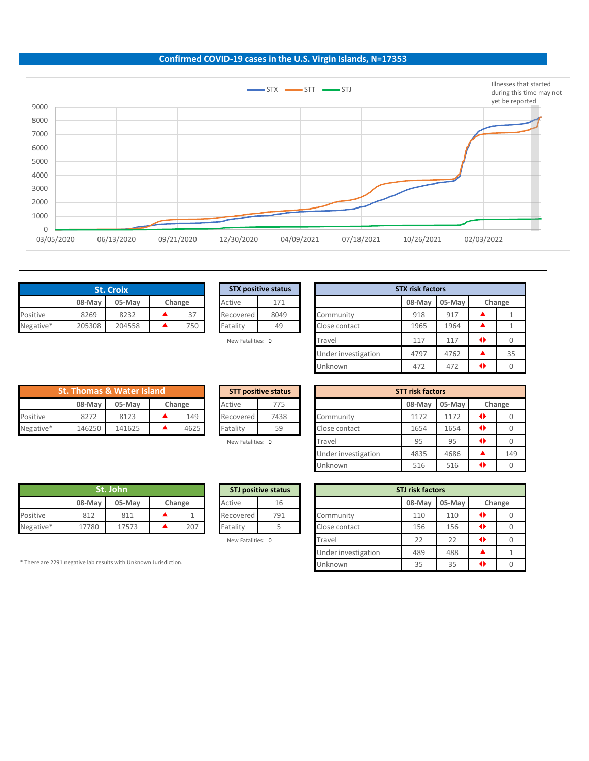## Confirmed COVID-19 cases in the U.S. Virgin Islands, N=17353

STX STT STJ

Illnesses that started during this time may not yet be reported

9000
8000
7000
6000
5000
4000
3000
2000
1000
0

03/05/2020 06/13/2020 09/21/2020 12/30/2020 04/09/2021 07/18/2021 10/26/2021 02/03/2022

| St. Croix | 08-May | 05-May | Change | |
|---|---|---|---|---|
| Positive | 8269 | 8232 | ▲ | 37 |
| Negative* | 205308 | 204558 | ▲ | 750 |

| STX positive status | |
|---|---|
| Active | 171 |
| Recovered | 8049 |
| Fatality | 49 |

New Fatalities: 0

| STX risk factors | 08-May | 05-May | Change | |
|---|---|---|---|---|
| Community | 918 | 917 | ▲ | 1 |
| Close contact | 1965 | 1964 | ▲ | 1 |
| Travel | 117 | 117 | ◆ | 0 |
| Under investigation | 4797 | 4762 | ▲ | 35 |
| Unknown | 472 | 472 | ◆ | 0 |

| St. Thomas & Water Island | 08-May | 05-May | Change | |
|---|---|---|---|---|
| Positive | 8272 | 8123 | ▲ | 149 |
| Negative* | 146250 | 141625 | ▲ | 4625 |

| STT positive status | |
|---|---|
| Active | 775 |
| Recovered | 7438 |
| Fatality | 59 |

New Fatalities: 0

| STT risk factors | 08-May | 05-May | Change | |
|---|---|---|---|---|
| Community | 1172 | 1172 | ◆ | 0 |
| Close contact | 1654 | 1654 | ◆ | 0 |
| Travel | 95 | 95 | ◆ | 0 |
| Under investigation | 4835 | 4686 | ▲ | 149 |
| Unknown | 516 | 516 | ◆ | 0 |

| St. John | 08-May | 05-May | Change | |
|---|---|---|---|---|
| Positive | 812 | 811 | ▲ | 1 |
| Negative* | 17780 | 17573 | ▲ | 207 |

| STJ positive status | |
|---|---|
| Active | 16 |
| Recovered | 791 |
| Fatality | 5 |

New Fatalities: 0

| STJ risk factors | 08-May | 05-May | Change | |
|---|---|---|---|---|
| Community | 110 | 110 | ◆ | 0 |
| Close contact | 156 | 156 | ◆ | 0 |
| Travel | 22 | 22 | ◆ | 0 |
| Under investigation | 489 | 488 | ▲ | 1 |
| Unknown | 35 | 35 | ◆ | 0 |

* There are 2291 negative lab results with Unknown Jurisdiction.